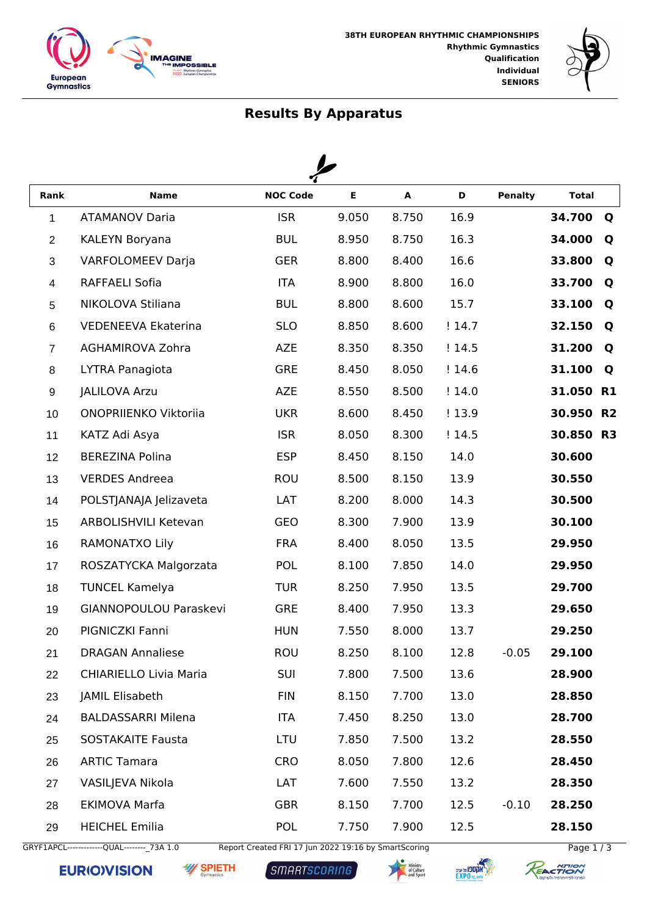**38TH EUROPEAN RHYTHMIC CHAMPIONSHIPS**
**Rhythmic Gymnastics**
**Qualification**
**Individual**
**SENIORS**

## Results By Apparatus

| Rank | Name | NOC Code | E | A | D | Penalty | Total | |
|---|---|---|---|---|---|---|---|---|
| 1 | ATAMANOV Daria | ISR | 9.050 | 8.750 | 16.9 | | **34.700** | **Q** |
| 2 | KALEYN Boryana | BUL | 8.950 | 8.750 | 16.3 | | **34.000** | **Q** |
| 3 | VARFOLOMEEV Darja | GER | 8.800 | 8.400 | 16.6 | | **33.800** | **Q** |
| 4 | RAFFAELI Sofia | ITA | 8.900 | 8.800 | 16.0 | | **33.700** | **Q** |
| 5 | NIKOLOVA Stiliana | BUL | 8.800 | 8.600 | 15.7 | | **33.100** | **Q** |
| 6 | VEDENEEVA Ekaterina | SLO | 8.850 | 8.600 | ! 14.7 | | **32.150** | **Q** |
| 7 | AGHAMIROVA Zohra | AZE | 8.350 | 8.350 | ! 14.5 | | **31.200** | **Q** |
| 8 | LYTRA Panagiota | GRE | 8.450 | 8.050 | ! 14.6 | | **31.100** | **Q** |
| 9 | JALILOVA Arzu | AZE | 8.550 | 8.500 | ! 14.0 | | **31.050** | **R1** |
| 10 | ONOPRIIENKO Viktoriia | UKR | 8.600 | 8.450 | ! 13.9 | | **30.950** | **R2** |
| 11 | KATZ Adi Asya | ISR | 8.050 | 8.300 | ! 14.5 | | **30.850** | **R3** |
| 12 | BEREZINA Polina | ESP | 8.450 | 8.150 | 14.0 | | **30.600** | |
| 13 | VERDES Andreea | ROU | 8.500 | 8.150 | 13.9 | | **30.550** | |
| 14 | POLSTJANAJA Jelizaveta | LAT | 8.200 | 8.000 | 14.3 | | **30.500** | |
| 15 | ARBOLISHVILI Ketevan | GEO | 8.300 | 7.900 | 13.9 | | **30.100** | |
| 16 | RAMONATXO Lily | FRA | 8.400 | 8.050 | 13.5 | | **29.950** | |
| 17 | ROSZATYCKA Malgorzata | POL | 8.100 | 7.850 | 14.0 | | **29.950** | |
| 18 | TUNCEL Kamelya | TUR | 8.250 | 7.950 | 13.5 | | **29.700** | |
| 19 | GIANNOPOULOU Paraskevi | GRE | 8.400 | 7.950 | 13.3 | | **29.650** | |
| 20 | PIGNICZKI Fanni | HUN | 7.550 | 8.000 | 13.7 | | **29.250** | |
| 21 | DRAGAN Annaliese | ROU | 8.250 | 8.100 | 12.8 | -0.05 | **29.100** | |
| 22 | CHIARIELLO Livia Maria | SUI | 7.800 | 7.500 | 13.6 | | **28.900** | |
| 23 | JAMIL Elisabeth | FIN | 8.150 | 7.700 | 13.0 | | **28.850** | |
| 24 | BALDASSARRI Milena | ITA | 7.450 | 8.250 | 13.0 | | **28.700** | |
| 25 | SOSTAKAITE Fausta | LTU | 7.850 | 7.500 | 13.2 | | **28.550** | |
| 26 | ARTIC Tamara | CRO | 8.050 | 7.800 | 12.6 | | **28.450** | |
| 27 | VASILJEVA Nikola | LAT | 7.600 | 7.550 | 13.2 | | **28.350** | |
| 28 | EKIMOVA Marfa | GBR | 8.150 | 7.700 | 12.5 | -0.10 | **28.250** | |
| 29 | HEICHEL Emilia | POL | 7.750 | 7.900 | 12.5 | | **28.150** | |

GRYF1APCL-------------QUAL--------_73A 1.0 Report Created FRI 17 Jun 2022 19:16 by SmartScoring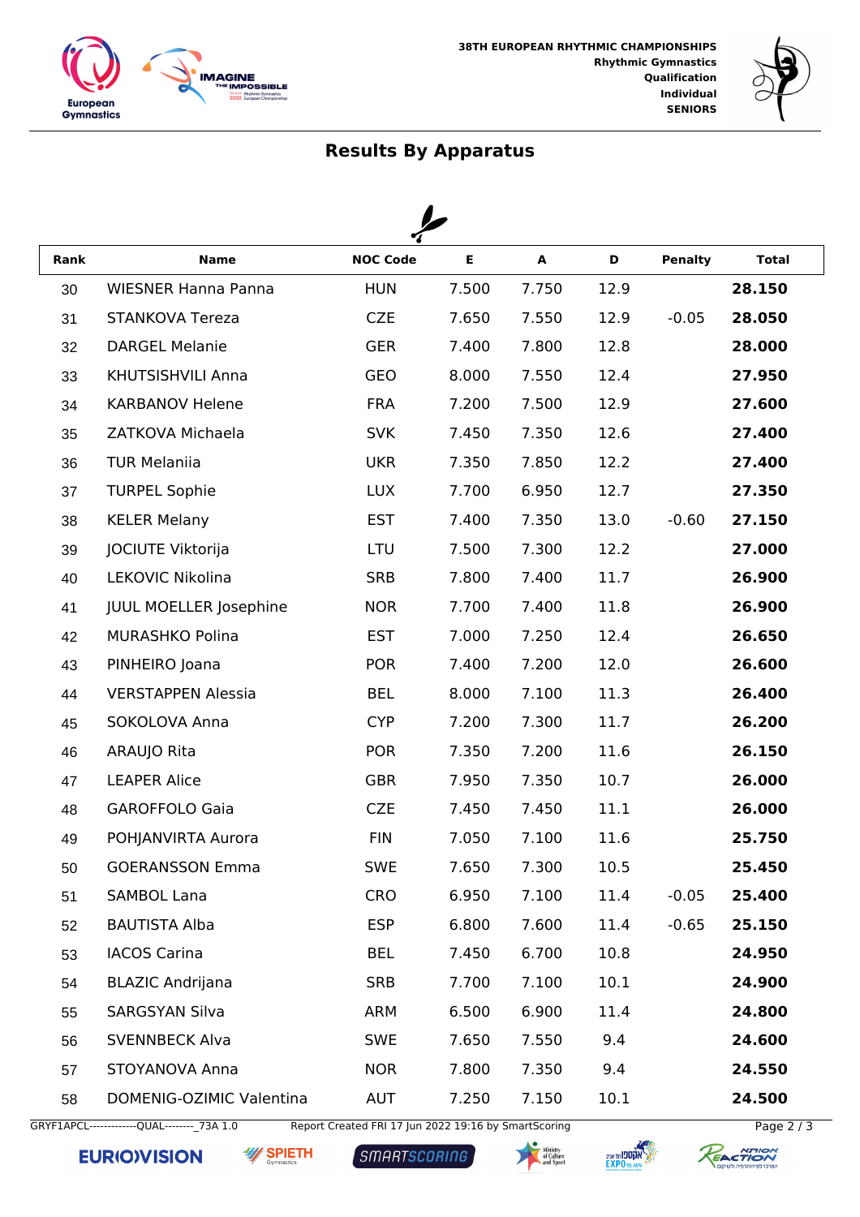38TH EUROPEAN RHYTHMIC CHAMPIONSHIPS
Rhythmic Gymnastics
Qualification
Individual
SENIORS

## Results By Apparatus

| Rank | Name | NOC Code | E | A | D | Penalty | Total |
|---|---|---|---|---|---|---|---|
| 30 | WIESNER Hanna Panna | HUN | 7.500 | 7.750 | 12.9 | | **28.150** |
| 31 | STANKOVA Tereza | CZE | 7.650 | 7.550 | 12.9 | -0.05 | **28.050** |
| 32 | DARGEL Melanie | GER | 7.400 | 7.800 | 12.8 | | **28.000** |
| 33 | KHUTSISHVILI Anna | GEO | 8.000 | 7.550 | 12.4 | | **27.950** |
| 34 | KARBANOV Helene | FRA | 7.200 | 7.500 | 12.9 | | **27.600** |
| 35 | ZATKOVA Michaela | SVK | 7.450 | 7.350 | 12.6 | | **27.400** |
| 36 | TUR Melaniia | UKR | 7.350 | 7.850 | 12.2 | | **27.400** |
| 37 | TURPEL Sophie | LUX | 7.700 | 6.950 | 12.7 | | **27.350** |
| 38 | KELER Melany | EST | 7.400 | 7.350 | 13.0 | -0.60 | **27.150** |
| 39 | JOCIUTE Viktorija | LTU | 7.500 | 7.300 | 12.2 | | **27.000** |
| 40 | LEKOVIC Nikolina | SRB | 7.800 | 7.400 | 11.7 | | **26.900** |
| 41 | JUUL MOELLER Josephine | NOR | 7.700 | 7.400 | 11.8 | | **26.900** |
| 42 | MURASHKO Polina | EST | 7.000 | 7.250 | 12.4 | | **26.650** |
| 43 | PINHEIRO Joana | POR | 7.400 | 7.200 | 12.0 | | **26.600** |
| 44 | VERSTAPPEN Alessia | BEL | 8.000 | 7.100 | 11.3 | | **26.400** |
| 45 | SOKOLOVA Anna | CYP | 7.200 | 7.300 | 11.7 | | **26.200** |
| 46 | ARAUJO Rita | POR | 7.350 | 7.200 | 11.6 | | **26.150** |
| 47 | LEAPER Alice | GBR | 7.950 | 7.350 | 10.7 | | **26.000** |
| 48 | GAROFFOLO Gaia | CZE | 7.450 | 7.450 | 11.1 | | **26.000** |
| 49 | POHJANVIRTA Aurora | FIN | 7.050 | 7.100 | 11.6 | | **25.750** |
| 50 | GOERANSSON Emma | SWE | 7.650 | 7.300 | 10.5 | | **25.450** |
| 51 | SAMBOL Lana | CRO | 6.950 | 7.100 | 11.4 | -0.05 | **25.400** |
| 52 | BAUTISTA Alba | ESP | 6.800 | 7.600 | 11.4 | -0.65 | **25.150** |
| 53 | IACOS Carina | BEL | 7.450 | 6.700 | 10.8 | | **24.950** |
| 54 | BLAZIC Andrijana | SRB | 7.700 | 7.100 | 10.1 | | **24.900** |
| 55 | SARGSYAN Silva | ARM | 6.500 | 6.900 | 11.4 | | **24.800** |
| 56 | SVENNBECK Alva | SWE | 7.650 | 7.550 | 9.4 | | **24.600** |
| 57 | STOYANOVA Anna | NOR | 7.800 | 7.350 | 9.4 | | **24.550** |
| 58 | DOMENIG-OZIMIC Valentina | AUT | 7.250 | 7.150 | 10.1 | | **24.500** |

GRYF1APCL-------------QUAL--------_73A 1.0 Report Created FRI 17 Jun 2022 19:16 by SmartScoring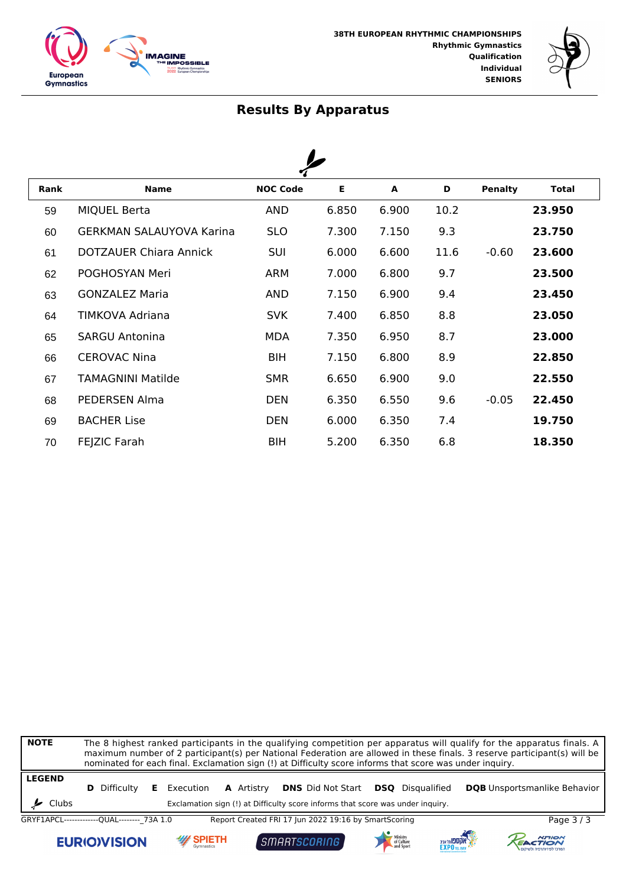38TH EUROPEAN RHYTHMIC CHAMPIONSHIPS
Rhythmic Gymnastics
Qualification
Individual
SENIORS

## Results By Apparatus

| Rank | Name | NOC Code | E | A | D | Penalty | Total |
|---|---|---|---|---|---|---|---|
| 59 | MIQUEL Berta | AND | 6.850 | 6.900 | 10.2 | | **23.950** |
| 60 | GERKMAN SALAUYOVA Karina | SLO | 7.300 | 7.150 | 9.3 | | **23.750** |
| 61 | DOTZAUER Chiara Annick | SUI | 6.000 | 6.600 | 11.6 | -0.60 | **23.600** |
| 62 | POGHOSYAN Meri | ARM | 7.000 | 6.800 | 9.7 | | **23.500** |
| 63 | GONZALEZ Maria | AND | 7.150 | 6.900 | 9.4 | | **23.450** |
| 64 | TIMKOVA Adriana | SVK | 7.400 | 6.850 | 8.8 | | **23.050** |
| 65 | SARGU Antonina | MDA | 7.350 | 6.950 | 8.7 | | **23.000** |
| 66 | CEROVAC Nina | BIH | 7.150 | 6.800 | 8.9 | | **22.850** |
| 67 | TAMAGNINI Matilde | SMR | 6.650 | 6.900 | 9.0 | | **22.550** |
| 68 | PEDERSEN Alma | DEN | 6.350 | 6.550 | 9.6 | -0.05 | **22.450** |
| 69 | BACHER Lise | DEN | 6.000 | 6.350 | 7.4 | | **19.750** |
| 70 | FEJZIC Farah | BIH | 5.200 | 6.350 | 6.8 | | **18.350** |

**NOTE** The 8 highest ranked participants in the qualifying competition per apparatus will qualify for the apparatus finals. A maximum number of 2 participant(s) per National Federation are allowed in these finals. 3 reserve participant(s) will be nominated for each final. Exclamation sign (!) at Difficulty score informs that score was under inquiry.

**LEGEND**
**D** Difficulty **E** Execution **A** Artistry **DNS** Did Not Start **DSQ** Disqualified **DQB** Unsportsmanlike Behavior
Clubs — Exclamation sign (!) at Difficulty score informs that score was under inquiry.

GRYF1APCL-------------QUAL--------_73A 1.0 Report Created FRI 17 Jun 2022 19:16 by SmartScoring